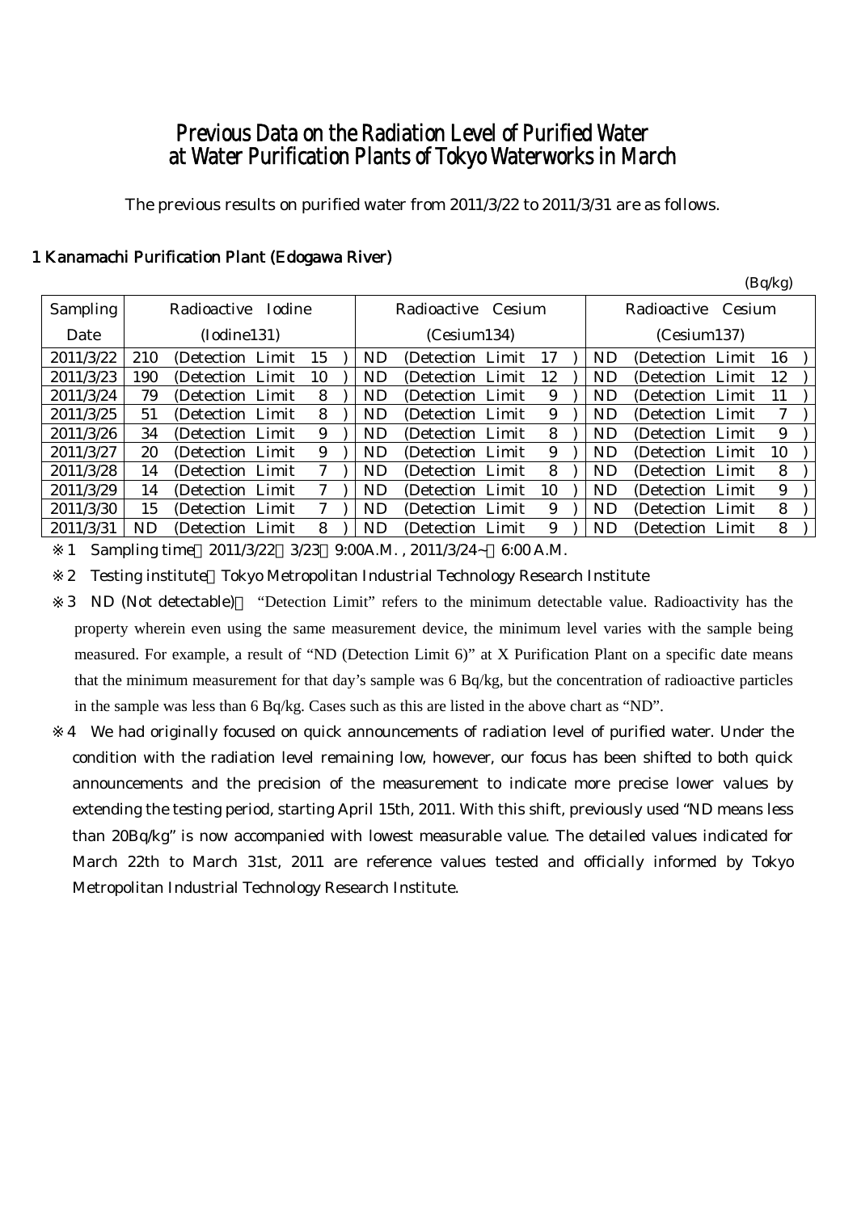# Previous Data on the Radiation Level of Purified Water at Water Purification Plants of Tokyo Waterworks in March

The previous results on purified water from 2011/3/22 to 2011/3/31 are as follows.

## 1 Kanamachi Purification Plant (Edogawa River)

(Bq/kg)

| Sampling Date | Radioactive Iodine (Iodine131) | Radioactive Cesium (Cesium134) | Radioactive Cesium (Cesium137) |
|---|---|---|---|
| 2011/3/22 | 210 (Detection Limit 15 ) | ND (Detection Limit 17 ) | ND (Detection Limit 16 ) |
| 2011/3/23 | 190 (Detection Limit 10 ) | ND (Detection Limit 12 ) | ND (Detection Limit 12 ) |
| 2011/3/24 | 79 (Detection Limit 8 ) | ND (Detection Limit 9 ) | ND (Detection Limit 11 ) |
| 2011/3/25 | 51 (Detection Limit 8 ) | ND (Detection Limit 9 ) | ND (Detection Limit 7 ) |
| 2011/3/26 | 34 (Detection Limit 9 ) | ND (Detection Limit 8 ) | ND (Detection Limit 9 ) |
| 2011/3/27 | 20 (Detection Limit 9 ) | ND (Detection Limit 9 ) | ND (Detection Limit 10 ) |
| 2011/3/28 | 14 (Detection Limit 7 ) | ND (Detection Limit 8 ) | ND (Detection Limit 8 ) |
| 2011/3/29 | 14 (Detection Limit 7 ) | ND (Detection Limit 10 ) | ND (Detection Limit 9 ) |
| 2011/3/30 | 15 (Detection Limit 7 ) | ND (Detection Limit 9 ) | ND (Detection Limit 8 ) |
| 2011/3/31 | ND (Detection Limit 8 ) | ND (Detection Limit 9 ) | ND (Detection Limit 8 ) |

※1 Sampling time：2011/3/22，3/23：9:00A.M. , 2011/3/24~：6:00 A.M.

※2 Testing institute：Tokyo Metropolitan Industrial Technology Research Institute

※3 ND (Not detectable)： "Detection Limit" refers to the minimum detectable value. Radioactivity has the property wherein even using the same measurement device, the minimum level varies with the sample being measured. For example, a result of "ND (Detection Limit 6)" at X Purification Plant on a specific date means that the minimum measurement for that day's sample was 6 Bq/kg, but the concentration of radioactive particles in the sample was less than 6 Bq/kg. Cases such as this are listed in the above chart as "ND".

※4 We had originally focused on quick announcements of radiation level of purified water. Under the condition with the radiation level remaining low, however, our focus has been shifted to both quick announcements and the precision of the measurement to indicate more precise lower values by extending the testing period, starting April 15th, 2011. With this shift, previously used "ND means less than 20Bq/kg" is now accompanied with lowest measurable value. The detailed values indicated for March 22th to March 31st, 2011 are reference values tested and officially informed by Tokyo Metropolitan Industrial Technology Research Institute.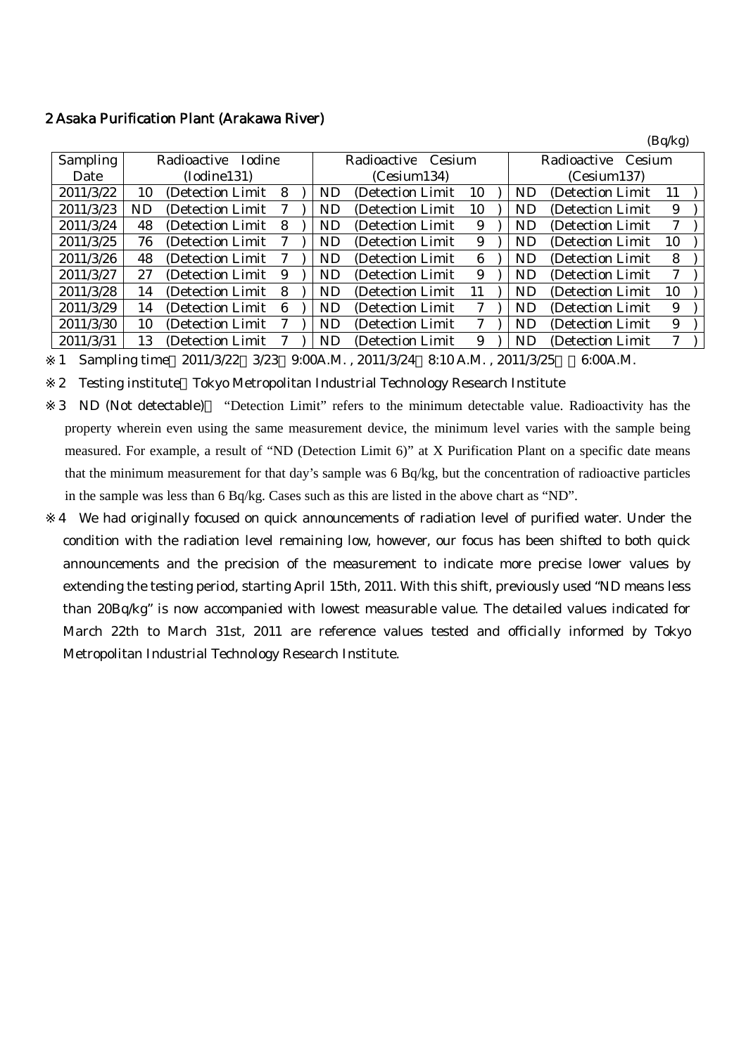## 2 Asaka Purification Plant (Arakawa River)

(Bq/kg)

| Sampling Date | Radioactive Iodine (Iodine131) | Radioactive Cesium (Cesium134) | Radioactive Cesium (Cesium137) |
|---|---|---|---|
| 2011/3/22 | 10 (Detection Limit 8 ) | ND (Detection Limit 10 ) | ND (Detection Limit 11 ) |
| 2011/3/23 | ND (Detection Limit 7 ) | ND (Detection Limit 10 ) | ND (Detection Limit 9 ) |
| 2011/3/24 | 48 (Detection Limit 8 ) | ND (Detection Limit 9 ) | ND (Detection Limit 7 ) |
| 2011/3/25 | 76 (Detection Limit 7 ) | ND (Detection Limit 9 ) | ND (Detection Limit 10 ) |
| 2011/3/26 | 48 (Detection Limit 7 ) | ND (Detection Limit 6 ) | ND (Detection Limit 8 ) |
| 2011/3/27 | 27 (Detection Limit 9 ) | ND (Detection Limit 9 ) | ND (Detection Limit 7 ) |
| 2011/3/28 | 14 (Detection Limit 8 ) | ND (Detection Limit 11 ) | ND (Detection Limit 10 ) |
| 2011/3/29 | 14 (Detection Limit 6 ) | ND (Detection Limit 7 ) | ND (Detection Limit 9 ) |
| 2011/3/30 | 10 (Detection Limit 7 ) | ND (Detection Limit 7 ) | ND (Detection Limit 9 ) |
| 2011/3/31 | 13 (Detection Limit 7 ) | ND (Detection Limit 9 ) | ND (Detection Limit 7 ) |

※1 Sampling time 2011/3/22 3/23 9:00A.M. , 2011/3/24 8:10 A.M. , 2011/3/25 6:00A.M.

※2 Testing institute Tokyo Metropolitan Industrial Technology Research Institute

※3 ND (Not detectable) "Detection Limit" refers to the minimum detectable value. Radioactivity has the property wherein even using the same measurement device, the minimum level varies with the sample being measured. For example, a result of "ND (Detection Limit 6)" at X Purification Plant on a specific date means that the minimum measurement for that day's sample was 6 Bq/kg, but the concentration of radioactive particles in the sample was less than 6 Bq/kg. Cases such as this are listed in the above chart as "ND".

※4 We had originally focused on quick announcements of radiation level of purified water. Under the condition with the radiation level remaining low, however, our focus has been shifted to both quick announcements and the precision of the measurement to indicate more precise lower values by extending the testing period, starting April 15th, 2011. With this shift, previously used "ND means less than 20Bq/kg" is now accompanied with lowest measurable value. The detailed values indicated for March 22th to March 31st, 2011 are reference values tested and officially informed by Tokyo Metropolitan Industrial Technology Research Institute.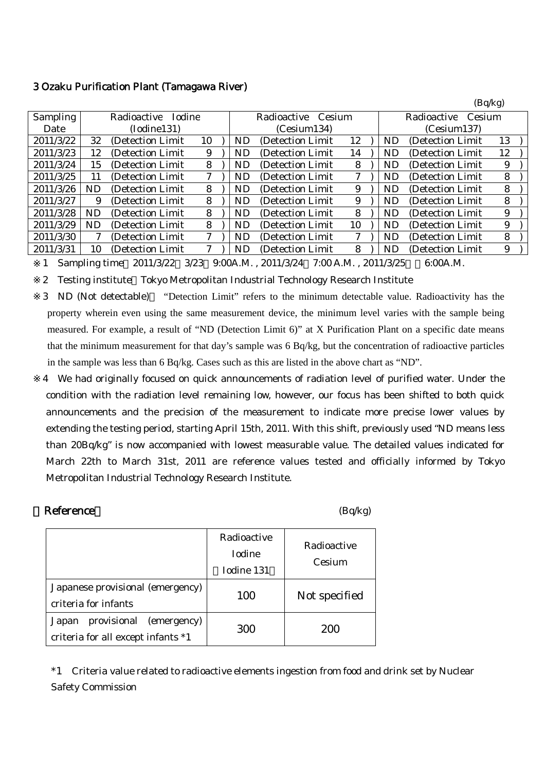### 3 Ozaku Purification Plant (Tamagawa River)

(Bq/kg)

| Sampling Date | Radioactive Iodine (Iodine131) | Radioactive Cesium (Cesium134) | Radioactive Cesium (Cesium137) |
|---|---|---|---|
| 2011/3/22 | 32 (Detection Limit 10 ) | ND (Detection Limit 12 ) | ND (Detection Limit 13 ) |
| 2011/3/23 | 12 (Detection Limit 9 ) | ND (Detection Limit 14 ) | ND (Detection Limit 12 ) |
| 2011/3/24 | 15 (Detection Limit 8 ) | ND (Detection Limit 8 ) | ND (Detection Limit 9 ) |
| 2011/3/25 | 11 (Detection Limit 7 ) | ND (Detection Limit 7 ) | ND (Detection Limit 8 ) |
| 2011/3/26 | ND (Detection Limit 8 ) | ND (Detection Limit 9 ) | ND (Detection Limit 8 ) |
| 2011/3/27 | 9 (Detection Limit 8 ) | ND (Detection Limit 9 ) | ND (Detection Limit 8 ) |
| 2011/3/28 | ND (Detection Limit 8 ) | ND (Detection Limit 8 ) | ND (Detection Limit 9 ) |
| 2011/3/29 | ND (Detection Limit 8 ) | ND (Detection Limit 10 ) | ND (Detection Limit 9 ) |
| 2011/3/30 | 7 (Detection Limit 7 ) | ND (Detection Limit 7 ) | ND (Detection Limit 8 ) |
| 2011/3/31 | 10 (Detection Limit 7 ) | ND (Detection Limit 8 ) | ND (Detection Limit 9 ) |

※1 Sampling time 2011/3/22 3/23 9:00A.M. , 2011/3/24 7:00 A.M. , 2011/3/25 6:00A.M.

※2 Testing institute Tokyo Metropolitan Industrial Technology Research Institute

※3 ND (Not detectable) "Detection Limit" refers to the minimum detectable value. Radioactivity has the property wherein even using the same measurement device, the minimum level varies with the sample being measured. For example, a result of "ND (Detection Limit 6)" at X Purification Plant on a specific date means that the minimum measurement for that day's sample was 6 Bq/kg, but the concentration of radioactive particles in the sample was less than 6 Bq/kg. Cases such as this are listed in the above chart as "ND".

※4 We had originally focused on quick announcements of radiation level of purified water. Under the condition with the radiation level remaining low, however, our focus has been shifted to both quick announcements and the precision of the measurement to indicate more precise lower values by extending the testing period, starting April 15th, 2011. With this shift, previously used "ND means less than 20Bq/kg" is now accompanied with lowest measurable value. The detailed values indicated for March 22th to March 31st, 2011 are reference values tested and officially informed by Tokyo Metropolitan Industrial Technology Research Institute.

**Reference**

(Bq/kg)

| | Radioactive Iodine (Iodine 131) | Radioactive Cesium |
|---|---|---|
| Japanese provisional (emergency) criteria for infants | 100 | Not specified |
| Japan provisional (emergency) criteria for all except infants *1 | 300 | 200 |

*1 Criteria value related to radioactive elements ingestion from food and drink set by Nuclear Safety Commission